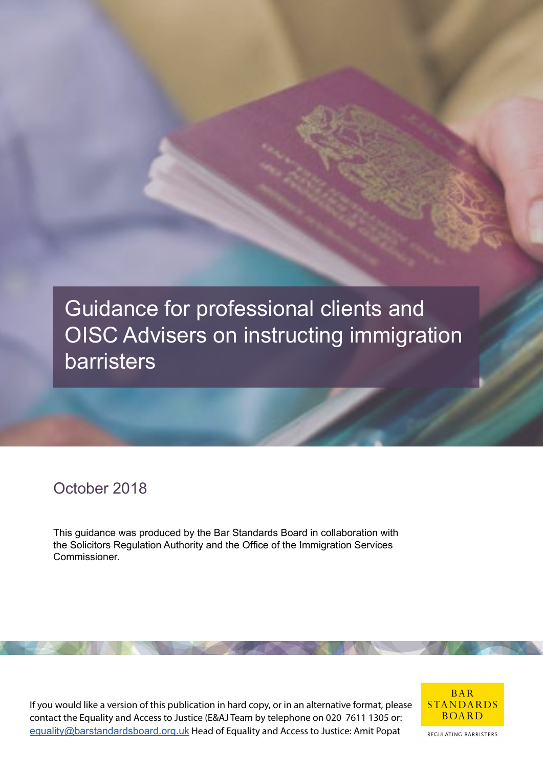# Guidance for professional clients and OISC Advisers on instructing immigration barristers

October 2018

This guidance was produced by the Bar Standards Board in collaboration with the Solicitors Regulation Authority and the Office of the Immigration Services Commissioner.

If you would like a version of this publication in hard copy, or in an alternative format, please contact the Equality and Access to Justice (E&AJ Team by telephone on 020 7611 1305 or: [equality@barstandardsboard.org.uk](mailto:equality@barstandardsboard.org.uk) Head of Equality and Access to Justice: Amit Popat

BAR STANDARDS BOARD

REGULATING BARRISTERS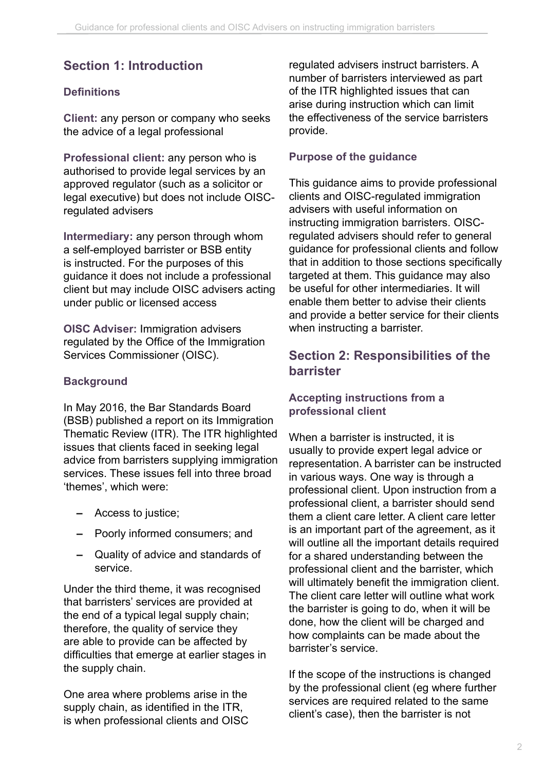## Section 1: Introduction

### Definitions

**Client:** any person or company who seeks the advice of a legal professional

**Professional client:** any person who is authorised to provide legal services by an approved regulator (such as a solicitor or legal executive) but does not include OISC-regulated advisers

**Intermediary:** any person through whom a self-employed barrister or BSB entity is instructed. For the purposes of this guidance it does not include a professional client but may include OISC advisers acting under public or licensed access

**OISC Adviser:** Immigration advisers regulated by the Office of the Immigration Services Commissioner (OISC).

### Background

In May 2016, the Bar Standards Board (BSB) published a report on its Immigration Thematic Review (ITR). The ITR highlighted issues that clients faced in seeking legal advice from barristers supplying immigration services. These issues fell into three broad 'themes', which were:

- Access to justice;
- Poorly informed consumers; and
- Quality of advice and standards of service.

Under the third theme, it was recognised that barristers' services are provided at the end of a typical legal supply chain; therefore, the quality of service they are able to provide can be affected by difficulties that emerge at earlier stages in the supply chain.

One area where problems arise in the supply chain, as identified in the ITR, is when professional clients and OISC regulated advisers instruct barristers. A number of barristers interviewed as part of the ITR highlighted issues that can arise during instruction which can limit the effectiveness of the service barristers provide.

### Purpose of the guidance

This guidance aims to provide professional clients and OISC-regulated immigration advisers with useful information on instructing immigration barristers. OISC-regulated advisers should refer to general guidance for professional clients and follow that in addition to those sections specifically targeted at them. This guidance may also be useful for other intermediaries. It will enable them better to advise their clients and provide a better service for their clients when instructing a barrister.

## Section 2: Responsibilities of the barrister

### Accepting instructions from a professional client

When a barrister is instructed, it is usually to provide expert legal advice or representation. A barrister can be instructed in various ways. One way is through a professional client. Upon instruction from a professional client, a barrister should send them a client care letter. A client care letter is an important part of the agreement, as it will outline all the important details required for a shared understanding between the professional client and the barrister, which will ultimately benefit the immigration client. The client care letter will outline what work the barrister is going to do, when it will be done, how the client will be charged and how complaints can be made about the barrister's service.

If the scope of the instructions is changed by the professional client (eg where further services are required related to the same client's case), then the barrister is not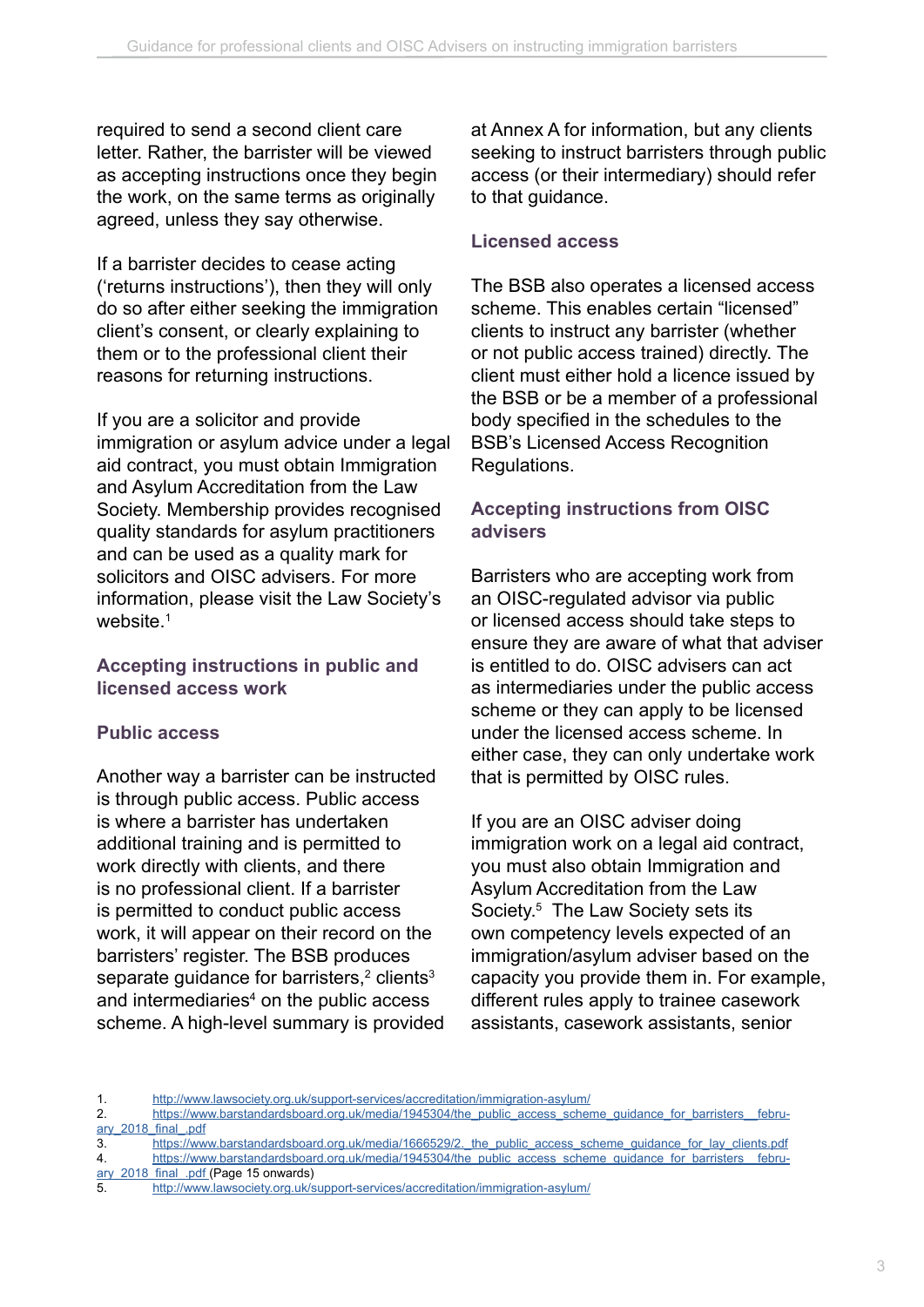required to send a second client care letter. Rather, the barrister will be viewed as accepting instructions once they begin the work, on the same terms as originally agreed, unless they say otherwise.

If a barrister decides to cease acting ('returns instructions'), then they will only do so after either seeking the immigration client's consent, or clearly explaining to them or to the professional client their reasons for returning instructions.

If you are a solicitor and provide immigration or asylum advice under a legal aid contract, you must obtain Immigration and Asylum Accreditation from the Law Society. Membership provides recognised quality standards for asylum practitioners and can be used as a quality mark for solicitors and OISC advisers. For more information, please visit the Law Society's website.[1]

### Accepting instructions in public and licensed access work

#### Public access

Another way a barrister can be instructed is through public access. Public access is where a barrister has undertaken additional training and is permitted to work directly with clients, and there is no professional client. If a barrister is permitted to conduct public access work, it will appear on their record on the barristers' register. The BSB produces separate guidance for barristers,[2] clients[3] and intermediaries[4] on the public access scheme. A high-level summary is provided at Annex A for information, but any clients seeking to instruct barristers through public access (or their intermediary) should refer to that guidance.

#### Licensed access

The BSB also operates a licensed access scheme. This enables certain "licensed" clients to instruct any barrister (whether or not public access trained) directly. The client must either hold a licence issued by the BSB or be a member of a professional body specified in the schedules to the BSB's Licensed Access Recognition Regulations.

### Accepting instructions from OISC advisers

Barristers who are accepting work from an OISC-regulated advisor via public or licensed access should take steps to ensure they are aware of what that adviser is entitled to do. OISC advisers can act as intermediaries under the public access scheme or they can apply to be licensed under the licensed access scheme. In either case, they can only undertake work that is permitted by OISC rules.

If you are an OISC adviser doing immigration work on a legal aid contract, you must also obtain Immigration and Asylum Accreditation from the Law Society.[5] The Law Society sets its own competency levels expected of an immigration/asylum adviser based on the capacity you provide them in. For example, different rules apply to trainee casework assistants, casework assistants, senior

---

1. http://www.lawsociety.org.uk/support-services/accreditation/immigration-asylum/
2. https://www.barstandardsboard.org.uk/media/1945304/the_public_access_scheme_guidance_for_barristers__february_2018_final_.pdf
3. https://www.barstandardsboard.org.uk/media/1666529/2._the_public_access_scheme_guidance_for_lay_clients.pdf
4. https://www.barstandardsboard.org.uk/media/1945304/the_public_access_scheme_guidance_for_barristers__february_2018_final_.pdf (Page 15 onwards)
5. http://www.lawsociety.org.uk/support-services/accreditation/immigration-asylum/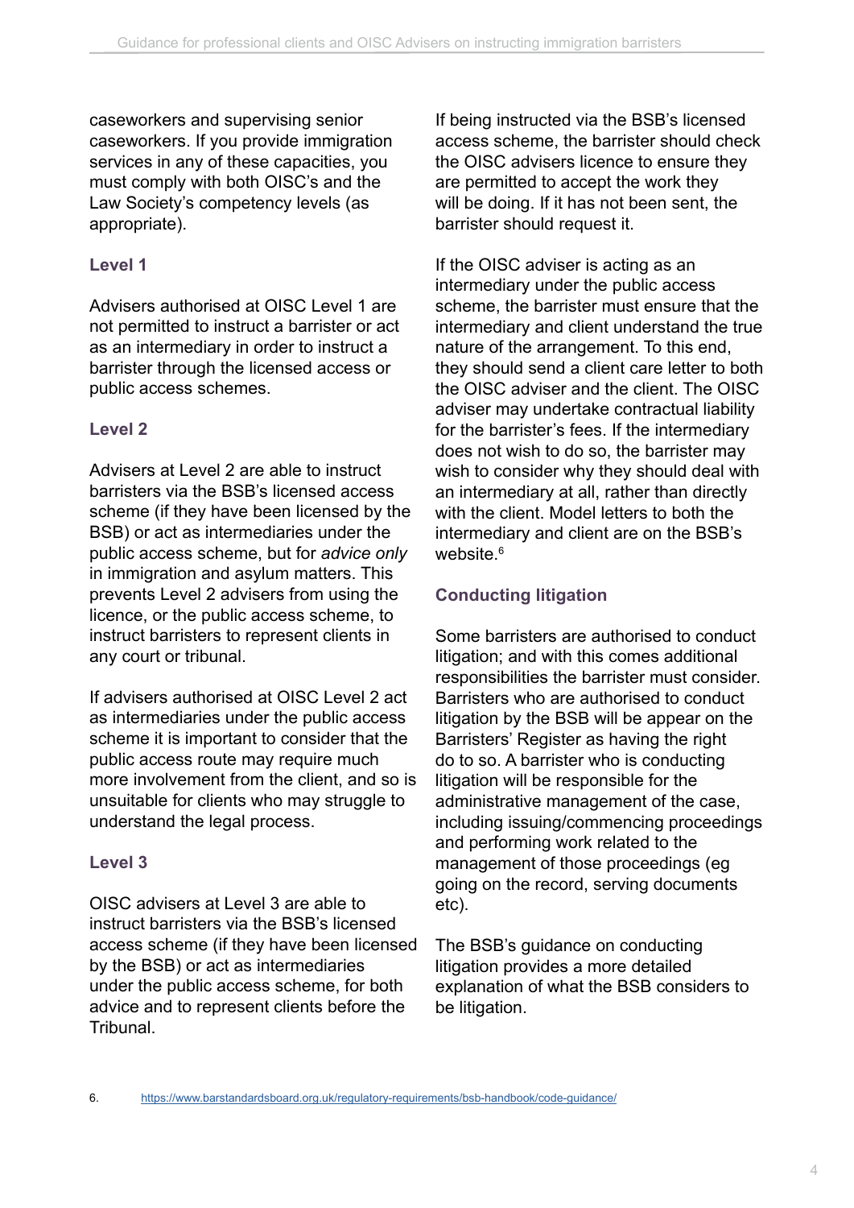caseworkers and supervising senior caseworkers. If you provide immigration services in any of these capacities, you must comply with both OISC's and the Law Society's competency levels (as appropriate).

### Level 1

Advisers authorised at OISC Level 1 are not permitted to instruct a barrister or act as an intermediary in order to instruct a barrister through the licensed access or public access schemes.

### Level 2

Advisers at Level 2 are able to instruct barristers via the BSB's licensed access scheme (if they have been licensed by the BSB) or act as intermediaries under the public access scheme, but for *advice only* in immigration and asylum matters. This prevents Level 2 advisers from using the licence, or the public access scheme, to instruct barristers to represent clients in any court or tribunal.

If advisers authorised at OISC Level 2 act as intermediaries under the public access scheme it is important to consider that the public access route may require much more involvement from the client, and so is unsuitable for clients who may struggle to understand the legal process.

### Level 3

OISC advisers at Level 3 are able to instruct barristers via the BSB's licensed access scheme (if they have been licensed by the BSB) or act as intermediaries under the public access scheme, for both advice and to represent clients before the Tribunal.

If being instructed via the BSB's licensed access scheme, the barrister should check the OISC advisers licence to ensure they are permitted to accept the work they will be doing. If it has not been sent, the barrister should request it.

If the OISC adviser is acting as an intermediary under the public access scheme, the barrister must ensure that the intermediary and client understand the true nature of the arrangement. To this end, they should send a client care letter to both the OISC adviser and the client. The OISC adviser may undertake contractual liability for the barrister's fees. If the intermediary does not wish to do so, the barrister may wish to consider why they should deal with an intermediary at all, rather than directly with the client. Model letters to both the intermediary and client are on the BSB's website.[6]

## Conducting litigation

Some barristers are authorised to conduct litigation; and with this comes additional responsibilities the barrister must consider. Barristers who are authorised to conduct litigation by the BSB will be appear on the Barristers' Register as having the right do to so. A barrister who is conducting litigation will be responsible for the administrative management of the case, including issuing/commencing proceedings and performing work related to the management of those proceedings (eg going on the record, serving documents etc).

The BSB's guidance on conducting litigation provides a more detailed explanation of what the BSB considers to be litigation.

6. https://www.barstandardsboard.org.uk/regulatory-requirements/bsb-handbook/code-guidance/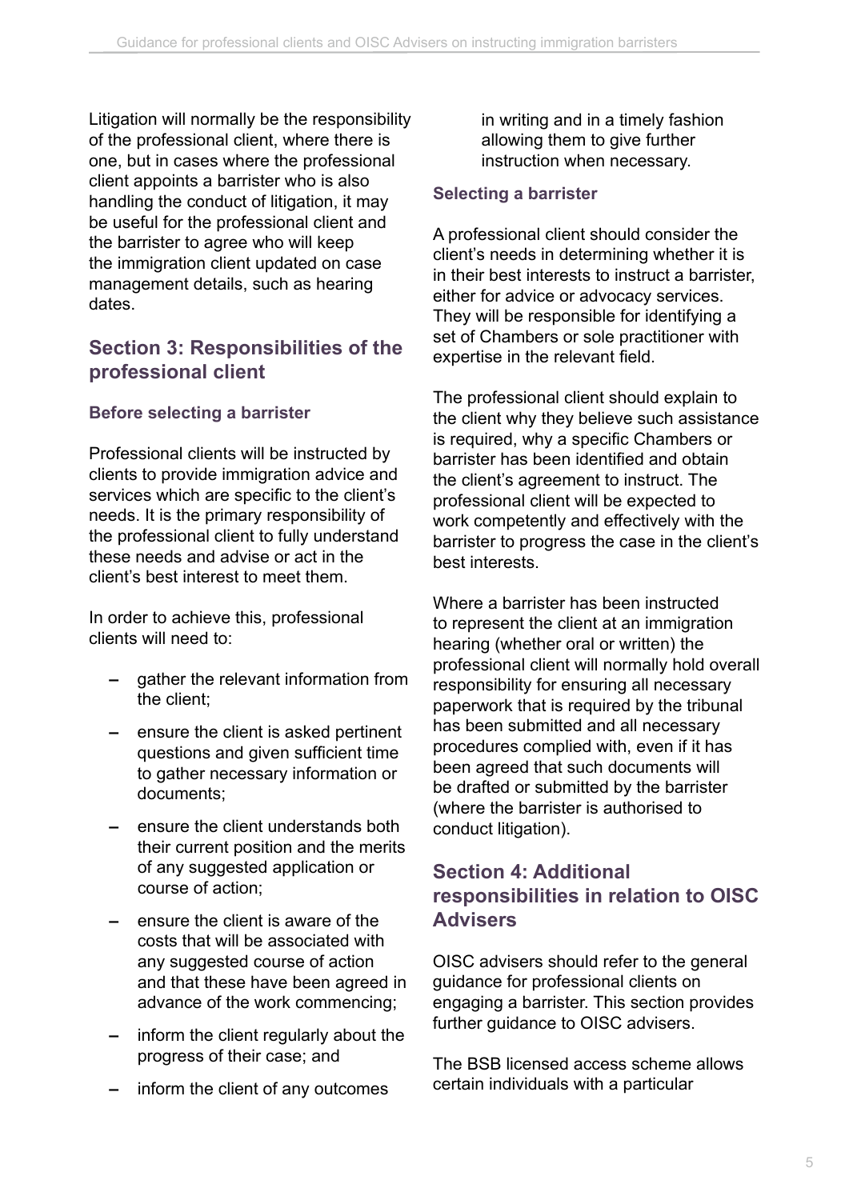Litigation will normally be the responsibility of the professional client, where there is one, but in cases where the professional client appoints a barrister who is also handling the conduct of litigation, it may be useful for the professional client and the barrister to agree who will keep the immigration client updated on case management details, such as hearing dates.

## Section 3: Responsibilities of the professional client

### Before selecting a barrister

Professional clients will be instructed by clients to provide immigration advice and services which are specific to the client's needs. It is the primary responsibility of the professional client to fully understand these needs and advise or act in the client's best interest to meet them.

In order to achieve this, professional clients will need to:

- gather the relevant information from the client;
- ensure the client is asked pertinent questions and given sufficient time to gather necessary information or documents;
- ensure the client understands both their current position and the merits of any suggested application or course of action;
- ensure the client is aware of the costs that will be associated with any suggested course of action and that these have been agreed in advance of the work commencing;
- inform the client regularly about the progress of their case; and
- inform the client of any outcomes in writing and in a timely fashion allowing them to give further instruction when necessary.

### Selecting a barrister

A professional client should consider the client's needs in determining whether it is in their best interests to instruct a barrister, either for advice or advocacy services. They will be responsible for identifying a set of Chambers or sole practitioner with expertise in the relevant field.

The professional client should explain to the client why they believe such assistance is required, why a specific Chambers or barrister has been identified and obtain the client's agreement to instruct. The professional client will be expected to work competently and effectively with the barrister to progress the case in the client's best interests.

Where a barrister has been instructed to represent the client at an immigration hearing (whether oral or written) the professional client will normally hold overall responsibility for ensuring all necessary paperwork that is required by the tribunal has been submitted and all necessary procedures complied with, even if it has been agreed that such documents will be drafted or submitted by the barrister (where the barrister is authorised to conduct litigation).

## Section 4: Additional responsibilities in relation to OISC Advisers

OISC advisers should refer to the general guidance for professional clients on engaging a barrister. This section provides further guidance to OISC advisers.

The BSB licensed access scheme allows certain individuals with a particular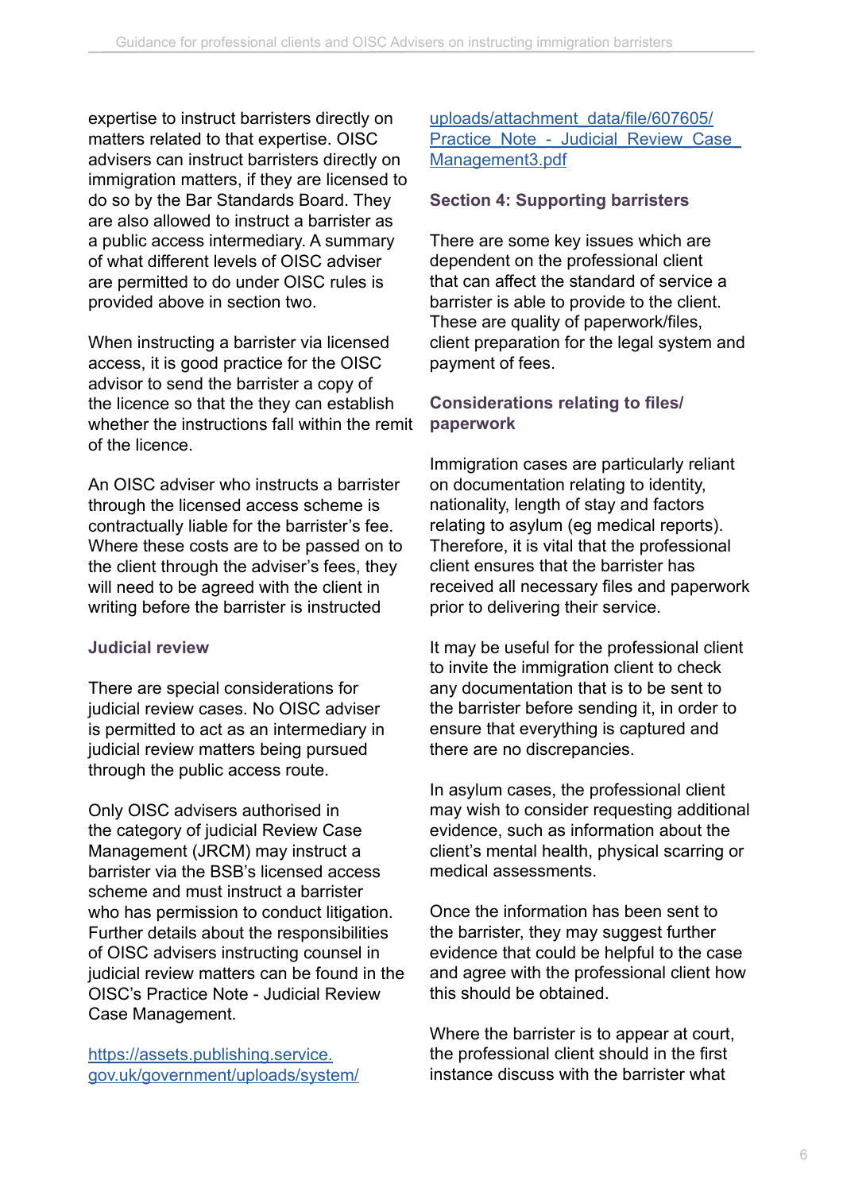expertise to instruct barristers directly on matters related to that expertise. OISC advisers can instruct barristers directly on immigration matters, if they are licensed to do so by the Bar Standards Board. They are also allowed to instruct a barrister as a public access intermediary. A summary of what different levels of OISC adviser are permitted to do under OISC rules is provided above in section two.

When instructing a barrister via licensed access, it is good practice for the OISC advisor to send the barrister a copy of the licence so that the they can establish whether the instructions fall within the remit of the licence.

An OISC adviser who instructs a barrister through the licensed access scheme is contractually liable for the barrister's fee. Where these costs are to be passed on to the client through the adviser's fees, they will need to be agreed with the client in writing before the barrister is instructed

### Judicial review

There are special considerations for judicial review cases. No OISC adviser is permitted to act as an intermediary in judicial review matters being pursued through the public access route.

Only OISC advisers authorised in the category of judicial Review Case Management (JRCM) may instruct a barrister via the BSB's licensed access scheme and must instruct a barrister who has permission to conduct litigation. Further details about the responsibilities of OISC advisers instructing counsel in judicial review matters can be found in the OISC's Practice Note - Judicial Review Case Management.

https://assets.publishing.service.gov.uk/government/uploads/system/uploads/attachment_data/file/607605/Practice_Note_-_Judicial_Review_Case_Management3.pdf

## Section 4: Supporting barristers

There are some key issues which are dependent on the professional client that can affect the standard of service a barrister is able to provide to the client. These are quality of paperwork/files, client preparation for the legal system and payment of fees.

### Considerations relating to files/paperwork

Immigration cases are particularly reliant on documentation relating to identity, nationality, length of stay and factors relating to asylum (eg medical reports). Therefore, it is vital that the professional client ensures that the barrister has received all necessary files and paperwork prior to delivering their service.

It may be useful for the professional client to invite the immigration client to check any documentation that is to be sent to the barrister before sending it, in order to ensure that everything is captured and there are no discrepancies.

In asylum cases, the professional client may wish to consider requesting additional evidence, such as information about the client's mental health, physical scarring or medical assessments.

Once the information has been sent to the barrister, they may suggest further evidence that could be helpful to the case and agree with the professional client how this should be obtained.

Where the barrister is to appear at court, the professional client should in the first instance discuss with the barrister what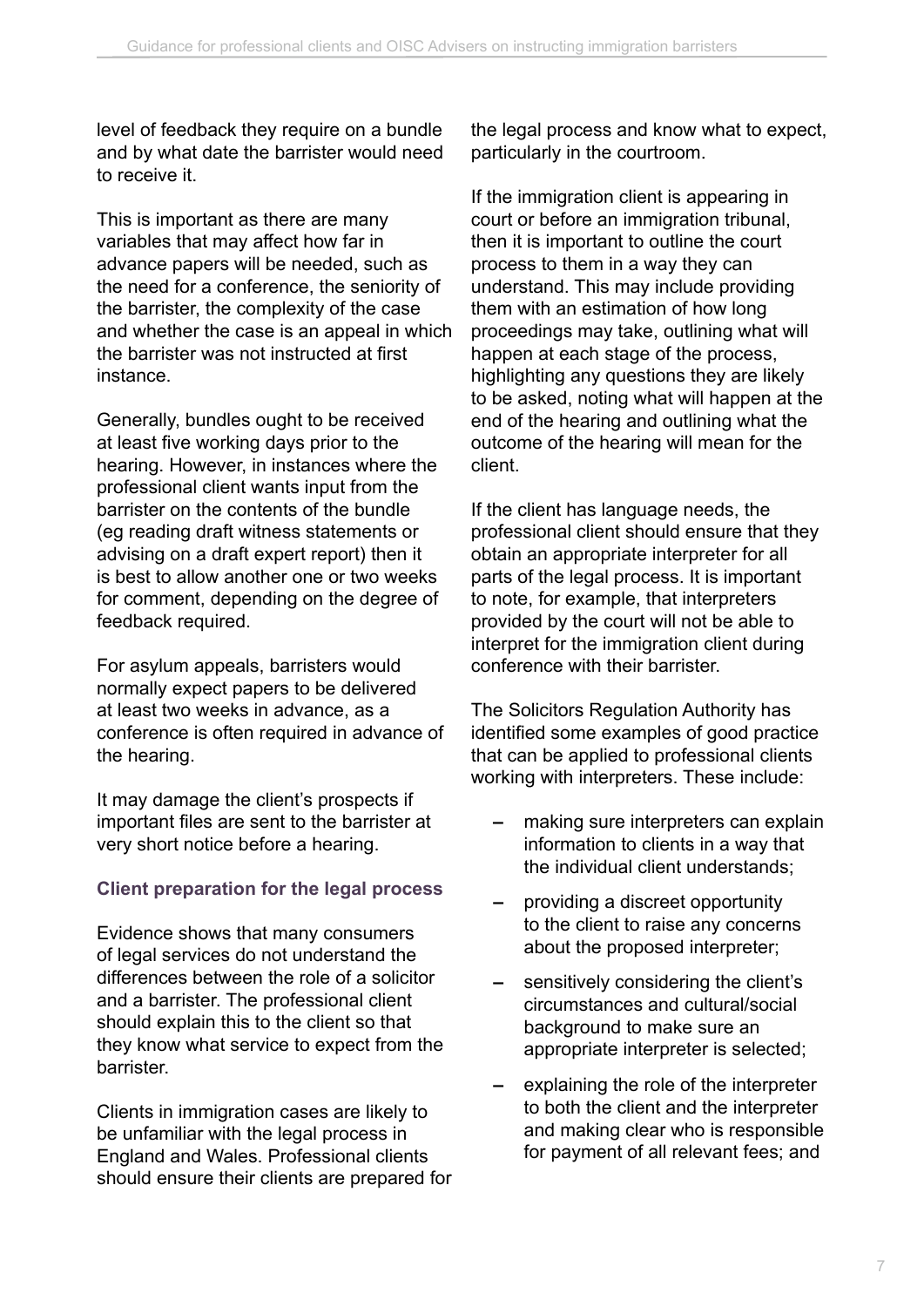level of feedback they require on a bundle and by what date the barrister would need to receive it.

This is important as there are many variables that may affect how far in advance papers will be needed, such as the need for a conference, the seniority of the barrister, the complexity of the case and whether the case is an appeal in which the barrister was not instructed at first instance.

Generally, bundles ought to be received at least five working days prior to the hearing. However, in instances where the professional client wants input from the barrister on the contents of the bundle (eg reading draft witness statements or advising on a draft expert report) then it is best to allow another one or two weeks for comment, depending on the degree of feedback required.

For asylum appeals, barristers would normally expect papers to be delivered at least two weeks in advance, as a conference is often required in advance of the hearing.

It may damage the client's prospects if important files are sent to the barrister at very short notice before a hearing.

### Client preparation for the legal process

Evidence shows that many consumers of legal services do not understand the differences between the role of a solicitor and a barrister. The professional client should explain this to the client so that they know what service to expect from the barrister.

Clients in immigration cases are likely to be unfamiliar with the legal process in England and Wales. Professional clients should ensure their clients are prepared for the legal process and know what to expect, particularly in the courtroom.

If the immigration client is appearing in court or before an immigration tribunal, then it is important to outline the court process to them in a way they can understand. This may include providing them with an estimation of how long proceedings may take, outlining what will happen at each stage of the process, highlighting any questions they are likely to be asked, noting what will happen at the end of the hearing and outlining what the outcome of the hearing will mean for the client.

If the client has language needs, the professional client should ensure that they obtain an appropriate interpreter for all parts of the legal process. It is important to note, for example, that interpreters provided by the court will not be able to interpret for the immigration client during conference with their barrister.

The Solicitors Regulation Authority has identified some examples of good practice that can be applied to professional clients working with interpreters. These include:

- making sure interpreters can explain information to clients in a way that the individual client understands;
- providing a discreet opportunity to the client to raise any concerns about the proposed interpreter;
- sensitively considering the client's circumstances and cultural/social background to make sure an appropriate interpreter is selected;
- explaining the role of the interpreter to both the client and the interpreter and making clear who is responsible for payment of all relevant fees; and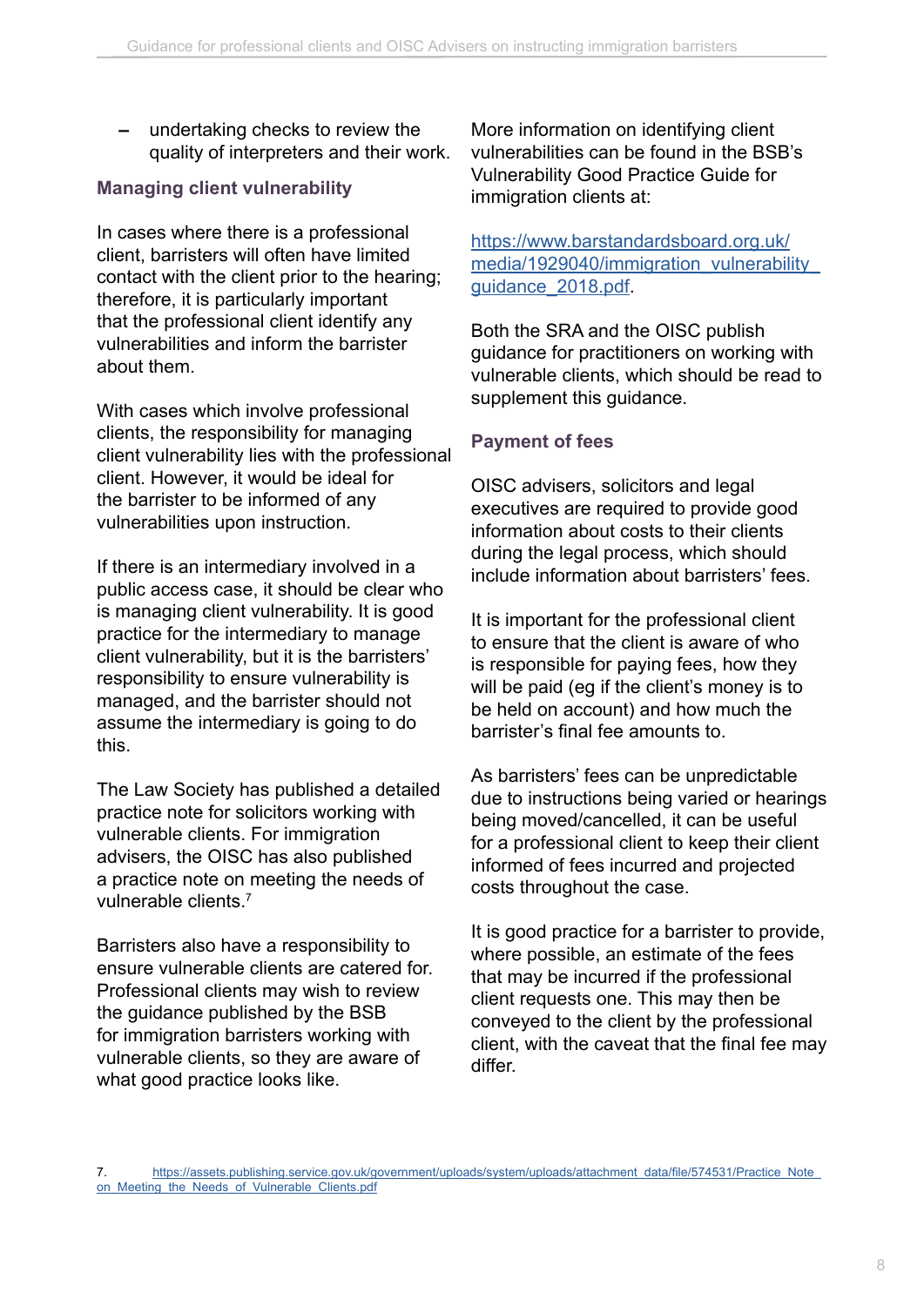- undertaking checks to review the quality of interpreters and their work.

## Managing client vulnerability

In cases where there is a professional client, barristers will often have limited contact with the client prior to the hearing; therefore, it is particularly important that the professional client identify any vulnerabilities and inform the barrister about them.

With cases which involve professional clients, the responsibility for managing client vulnerability lies with the professional client. However, it would be ideal for the barrister to be informed of any vulnerabilities upon instruction.

If there is an intermediary involved in a public access case, it should be clear who is managing client vulnerability. It is good practice for the intermediary to manage client vulnerability, but it is the barristers' responsibility to ensure vulnerability is managed, and the barrister should not assume the intermediary is going to do this.

The Law Society has published a detailed practice note for solicitors working with vulnerable clients. For immigration advisers, the OISC has also published a practice note on meeting the needs of vulnerable clients.[7]

Barristers also have a responsibility to ensure vulnerable clients are catered for. Professional clients may wish to review the guidance published by the BSB for immigration barristers working with vulnerable clients, so they are aware of what good practice looks like.

More information on identifying client vulnerabilities can be found in the BSB's Vulnerability Good Practice Guide for immigration clients at:

https://www.barstandardsboard.org.uk/media/1929040/immigration_vulnerability_guidance_2018.pdf.

Both the SRA and the OISC publish guidance for practitioners on working with vulnerable clients, which should be read to supplement this guidance.

## Payment of fees

OISC advisers, solicitors and legal executives are required to provide good information about costs to their clients during the legal process, which should include information about barristers' fees.

It is important for the professional client to ensure that the client is aware of who is responsible for paying fees, how they will be paid (eg if the client's money is to be held on account) and how much the barrister's final fee amounts to.

As barristers' fees can be unpredictable due to instructions being varied or hearings being moved/cancelled, it can be useful for a professional client to keep their client informed of fees incurred and projected costs throughout the case.

It is good practice for a barrister to provide, where possible, an estimate of the fees that may be incurred if the professional client requests one. This may then be conveyed to the client by the professional client, with the caveat that the final fee may differ.

---

7. https://assets.publishing.service.gov.uk/government/uploads/system/uploads/attachment_data/file/574531/Practice_Note_on_Meeting_the_Needs_of_Vulnerable_Clients.pdf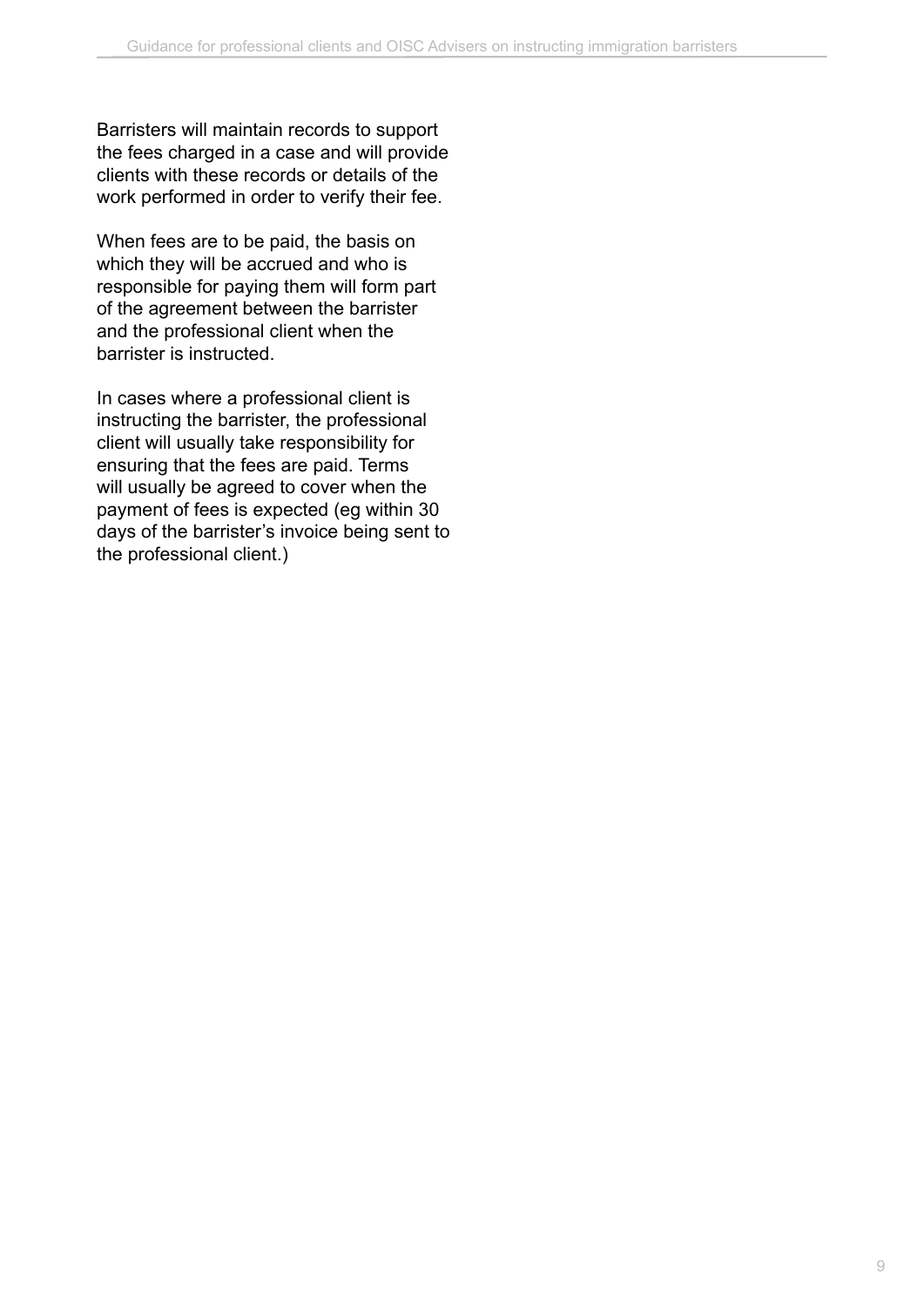Barristers will maintain records to support the fees charged in a case and will provide clients with these records or details of the work performed in order to verify their fee.

When fees are to be paid, the basis on which they will be accrued and who is responsible for paying them will form part of the agreement between the barrister and the professional client when the barrister is instructed.

In cases where a professional client is instructing the barrister, the professional client will usually take responsibility for ensuring that the fees are paid. Terms will usually be agreed to cover when the payment of fees is expected (eg within 30 days of the barrister's invoice being sent to the professional client.)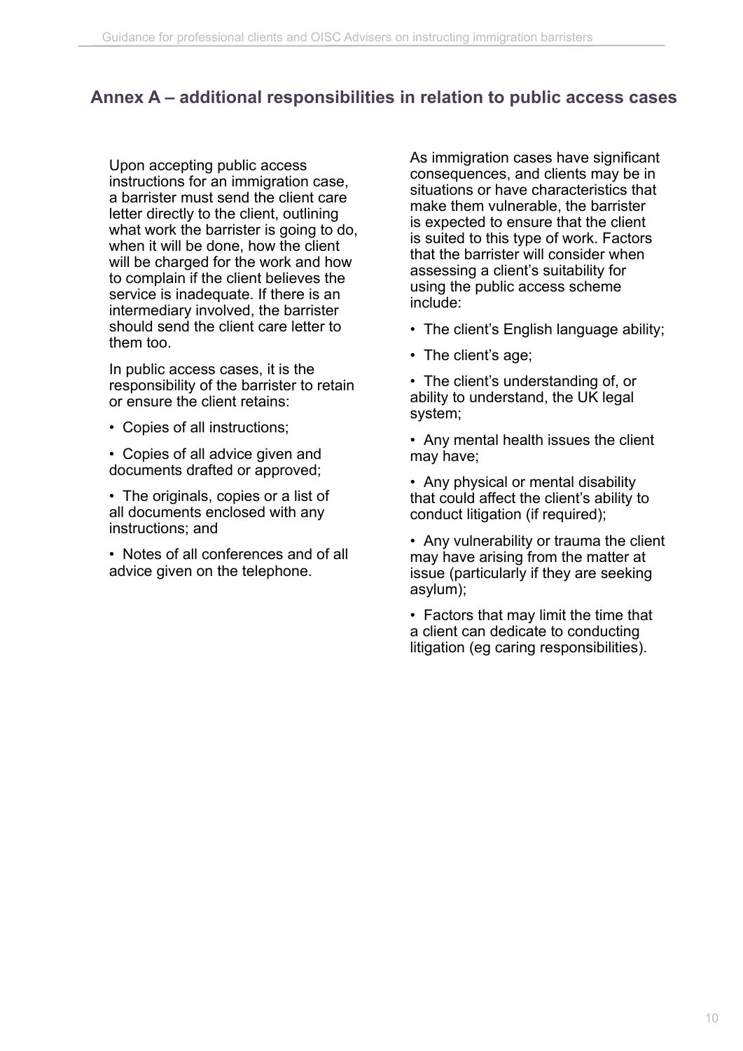## Annex A – additional responsibilities in relation to public access cases

Upon accepting public access instructions for an immigration case, a barrister must send the client care letter directly to the client, outlining what work the barrister is going to do, when it will be done, how the client will be charged for the work and how to complain if the client believes the service is inadequate. If there is an intermediary involved, the barrister should send the client care letter to them too.

In public access cases, it is the responsibility of the barrister to retain or ensure the client retains:

- Copies of all instructions;
- Copies of all advice given and documents drafted or approved;
- The originals, copies or a list of all documents enclosed with any instructions; and
- Notes of all conferences and of all advice given on the telephone.

As immigration cases have significant consequences, and clients may be in situations or have characteristics that make them vulnerable, the barrister is expected to ensure that the client is suited to this type of work. Factors that the barrister will consider when assessing a client's suitability for using the public access scheme include:

- The client's English language ability;
- The client's age;
- The client's understanding of, or ability to understand, the UK legal system;
- Any mental health issues the client may have;
- Any physical or mental disability that could affect the client's ability to conduct litigation (if required);
- Any vulnerability or trauma the client may have arising from the matter at issue (particularly if they are seeking asylum);
- Factors that may limit the time that a client can dedicate to conducting litigation (eg caring responsibilities).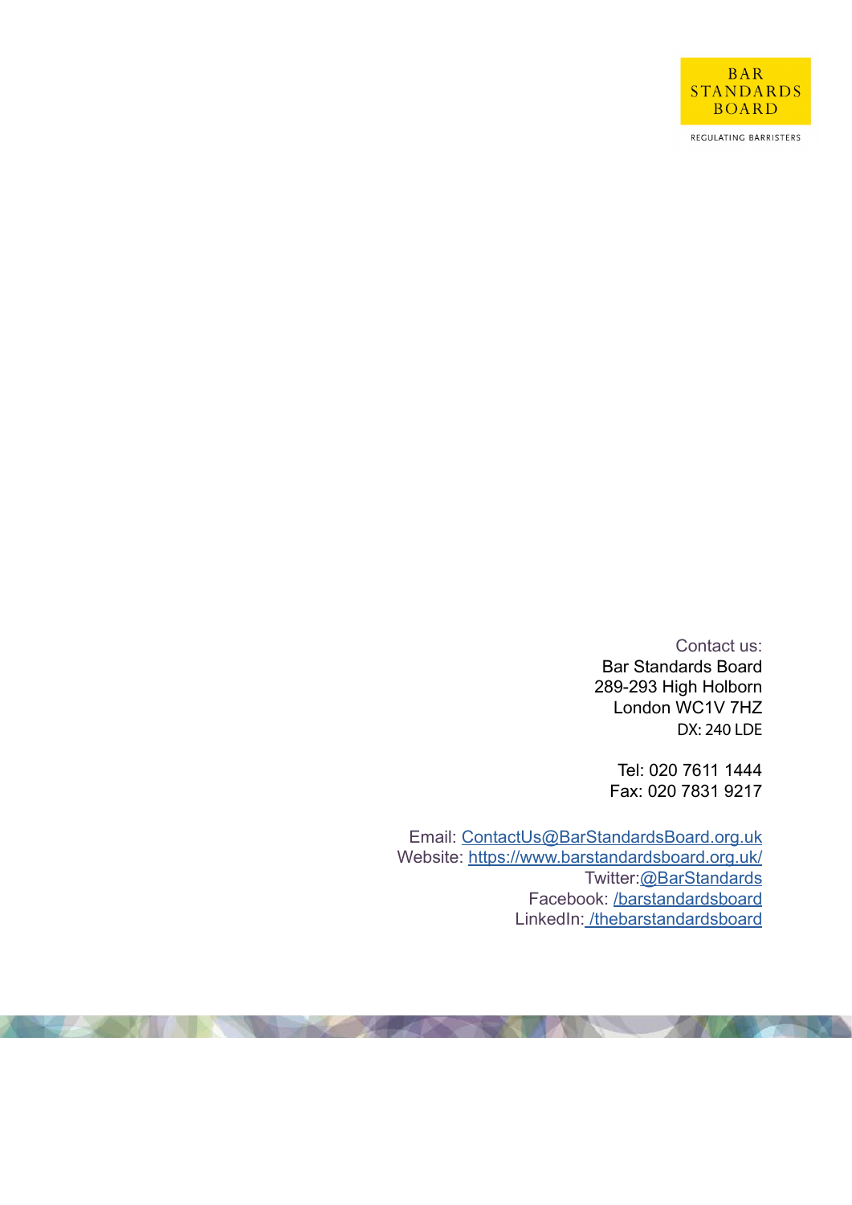BAR STANDARDS BOARD

REGULATING BARRISTERS

Contact us:
Bar Standards Board
289-293 High Holborn
London WC1V 7HZ
DX: 240 LDE

Tel: 020 7611 1444
Fax: 020 7831 9217

Email: ContactUs@BarStandardsBoard.org.uk
Website: https://www.barstandardsboard.org.uk/
Twitter:@BarStandards
Facebook: /barstandardsboard
LinkedIn: /thebarstandardsboard